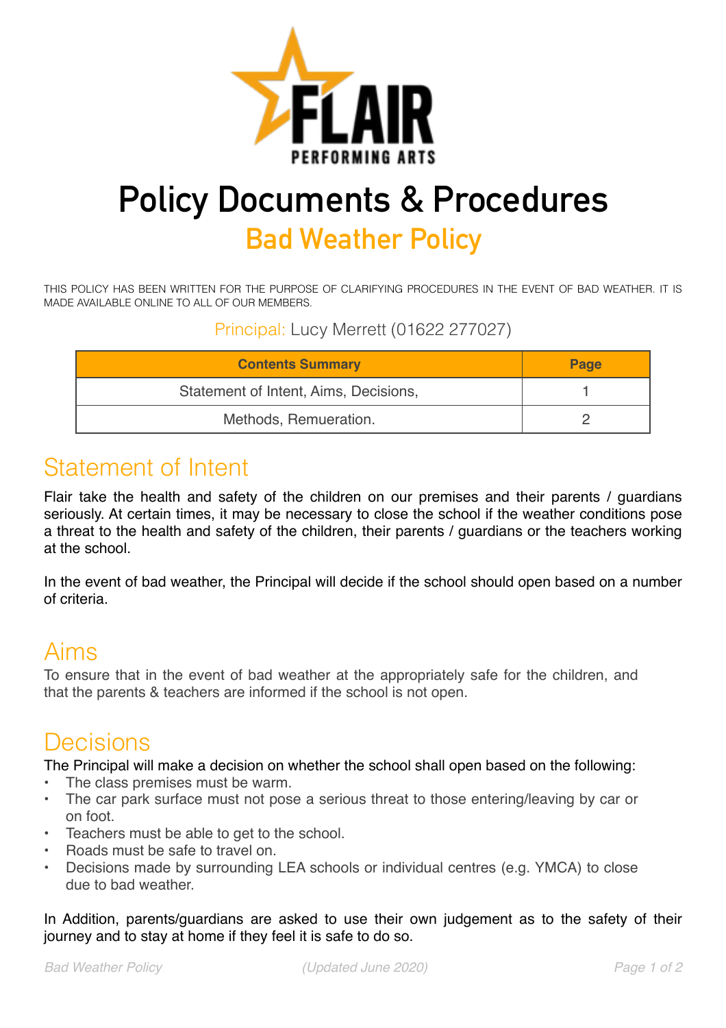FLAIR

PERFORMING ARTS

# Policy Documents & Procedures

## Bad Weather Policy

THIS POLICY HAS BEEN WRITTEN FOR THE PURPOSE OF CLARIFYING PROCEDURES IN THE EVENT OF BAD WEATHER. IT IS MADE AVAILABLE ONLINE TO ALL OF OUR MEMBERS.

Principal: Lucy Merrett (01622 277027)

| Contents Summary | Page |
| --- | --- |
| Statement of Intent, Aims, Decisions, | 1 |
| Methods, Remueration. | 2 |

## Statement of Intent

Flair take the health and safety of the children on our premises and their parents / guardians seriously. At certain times, it may be necessary to close the school if the weather conditions pose a threat to the health and safety of the children, their parents / guardians or the teachers working at the school.

In the event of bad weather, the Principal will decide if the school should open based on a number of criteria.

## Aims

To ensure that in the event of bad weather at the appropriately safe for the children, and that the parents & teachers are informed if the school is not open.

## Decisions

The Principal will make a decision on whether the school shall open based on the following:

- The class premises must be warm.
- The car park surface must not pose a serious threat to those entering/leaving by car or on foot.
- Teachers must be able to get to the school.
- Roads must be safe to travel on.
- Decisions made by surrounding LEA schools or individual centres (e.g. YMCA) to close due to bad weather.

In Addition, parents/guardians are asked to use their own judgement as to the safety of their journey and to stay at home if they feel it is safe to do so.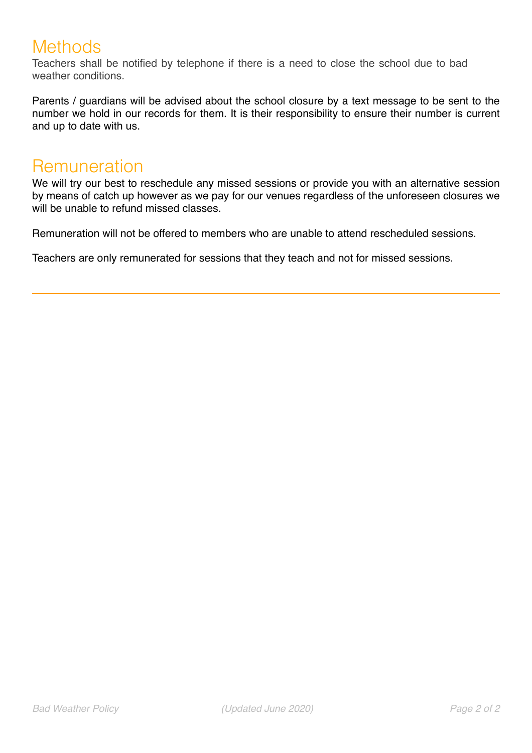## Methods

Teachers shall be notified by telephone if there is a need to close the school due to bad weather conditions.

Parents / guardians will be advised about the school closure by a text message to be sent to the number we hold in our records for them. It is their responsibility to ensure their number is current and up to date with us.

## Remuneration

We will try our best to reschedule any missed sessions or provide you with an alternative session by means of catch up however as we pay for our venues regardless of the unforeseen closures we will be unable to refund missed classes.

Remuneration will not be offered to members who are unable to attend rescheduled sessions.

Teachers are only remunerated for sessions that they teach and not for missed sessions.

---